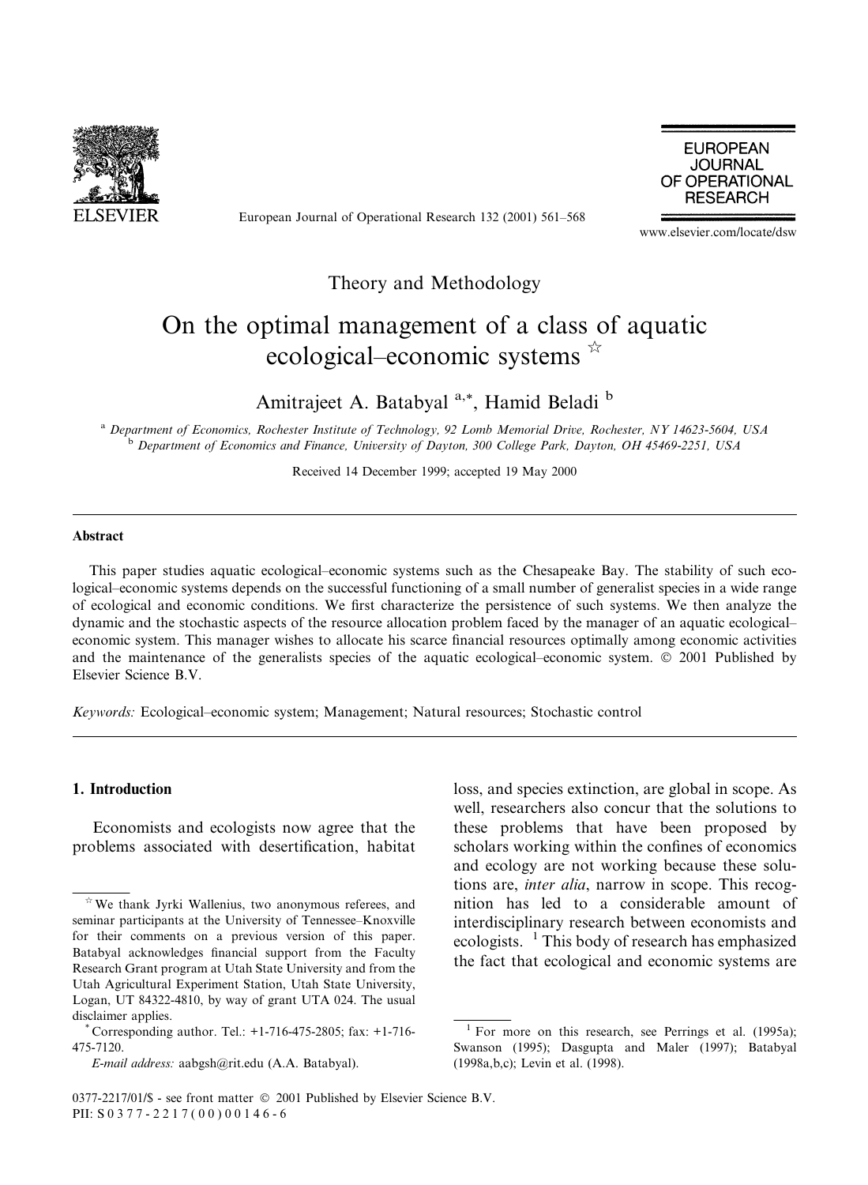Theory and Methodology

# On the optimal management of a class of aquatic ecological–economic systems ☆

Amitrajeet A. Batabyal [a,*], Hamid Beladi [b]

[a] Department of Economics, Rochester Institute of Technology, 92 Lomb Memorial Drive, Rochester, NY 14623-5604, USA

[b] Department of Economics and Finance, University of Dayton, 300 College Park, Dayton, OH 45469-2251, USA

Received 14 December 1999; accepted 19 May 2000

## Abstract

This paper studies aquatic ecological–economic systems such as the Chesapeake Bay. The stability of such ecological–economic systems depends on the successful functioning of a small number of generalist species in a wide range of ecological and economic conditions. We first characterize the persistence of such systems. We then analyze the dynamic and the stochastic aspects of the resource allocation problem faced by the manager of an aquatic ecological–economic system. This manager wishes to allocate his scarce financial resources optimally among economic activities and the maintenance of the generalists species of the aquatic ecological–economic system. © 2001 Published by Elsevier Science B.V.

*Keywords:* Ecological–economic system; Management; Natural resources; Stochastic control

## 1. Introduction

Economists and ecologists now agree that the problems associated with desertification, habitat loss, and species extinction, are global in scope. As well, researchers also concur that the solutions to these problems that have been proposed by scholars working within the confines of economics and ecology are not working because these solutions are, *inter alia*, narrow in scope. This recognition has led to a considerable amount of interdisciplinary research between economists and ecologists. [1] This body of research has emphasized the fact that ecological and economic systems are

☆ We thank Jyrki Wallenius, two anonymous referees, and seminar participants at the University of Tennessee–Knoxville for their comments on a previous version of this paper. Batabyal acknowledges financial support from the Faculty Research Grant program at Utah State University and from the Utah Agricultural Experiment Station, Utah State University, Logan, UT 84322-4810, by way of grant UTA 024. The usual disclaimer applies.

* Corresponding author. Tel.: +1-716-475-2805; fax: +1-716-475-7120.

*E-mail address:* aabgsh@rit.edu (A.A. Batabyal).

[1] For more on this research, see Perrings et al. (1995a); Swanson (1995); Dasgupta and Maler (1997); Batabyal (1998a,b,c); Levin et al. (1998).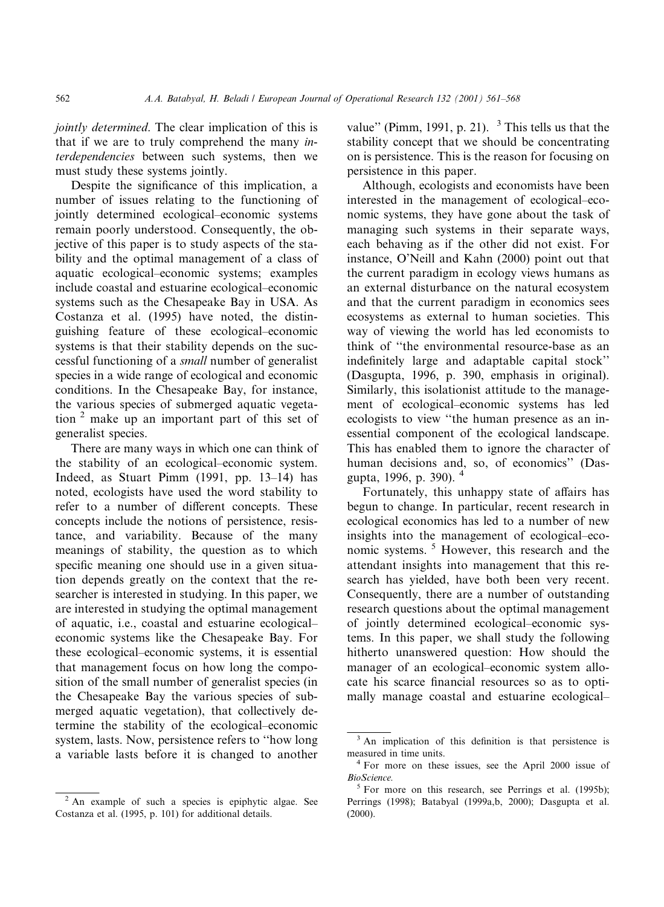*jointly determined*. The clear implication of this is that if we are to truly comprehend the many *interdependencies* between such systems, then we must study these systems jointly.

Despite the significance of this implication, a number of issues relating to the functioning of jointly determined ecological–economic systems remain poorly understood. Consequently, the objective of this paper is to study aspects of the stability and the optimal management of a class of aquatic ecological–economic systems; examples include coastal and estuarine ecological–economic systems such as the Chesapeake Bay in USA. As Costanza et al. (1995) have noted, the distinguishing feature of these ecological–economic systems is that their stability depends on the successful functioning of a *small* number of generalist species in a wide range of ecological and economic conditions. In the Chesapeake Bay, for instance, the various species of submerged aquatic vegetation [2] make up an important part of this set of generalist species.

There are many ways in which one can think of the stability of an ecological–economic system. Indeed, as Stuart Pimm (1991, pp. 13–14) has noted, ecologists have used the word stability to refer to a number of different concepts. These concepts include the notions of persistence, resistance, and variability. Because of the many meanings of stability, the question as to which specific meaning one should use in a given situation depends greatly on the context that the researcher is interested in studying. In this paper, we are interested in studying the optimal management of aquatic, i.e., coastal and estuarine ecological–economic systems like the Chesapeake Bay. For these ecological–economic systems, it is essential that management focus on how long the composition of the small number of generalist species (in the Chesapeake Bay the various species of submerged aquatic vegetation), that collectively determine the stability of the ecological–economic system, lasts. Now, persistence refers to "how long a variable lasts before it is changed to another value" (Pimm, 1991, p. 21). [3] This tells us that the stability concept that we should be concentrating on is persistence. This is the reason for focusing on persistence in this paper.

Although, ecologists and economists have been interested in the management of ecological–economic systems, they have gone about the task of managing such systems in their separate ways, each behaving as if the other did not exist. For instance, O'Neill and Kahn (2000) point out that the current paradigm in ecology views humans as an external disturbance on the natural ecosystem and that the current paradigm in economics sees ecosystems as external to human societies. This way of viewing the world has led economists to think of "the environmental resource-base as an *indefinitely* large and adaptable capital stock" (Dasgupta, 1996, p. 390, emphasis in original). Similarly, this isolationist attitude to the management of ecological–economic systems has led ecologists to view "the human presence as an inessential component of the ecological landscape. This has enabled them to ignore the character of human decisions and, so, of economics" (Dasgupta, 1996, p. 390). [4]

Fortunately, this unhappy state of affairs has begun to change. In particular, recent research in ecological economics has led to a number of new insights into the management of ecological–economic systems. [5] However, this research and the attendant insights into management that this research has yielded, have both been very recent. Consequently, there are a number of outstanding research questions about the optimal management of jointly determined ecological–economic systems. In this paper, we shall study the following hitherto unanswered question: How should the manager of an ecological–economic system allocate his scarce financial resources so as to optimally manage coastal and estuarine ecological–

[2] An example of such a species is epiphytic algae. See Costanza et al. (1995, p. 101) for additional details.

[3] An implication of this definition is that persistence is measured in time units.

[4] For more on these issues, see the April 2000 issue of *BioScience*.

[5] For more on this research, see Perrings et al. (1995b); Perrings (1998); Batabyal (1999a,b, 2000); Dasgupta et al. (2000).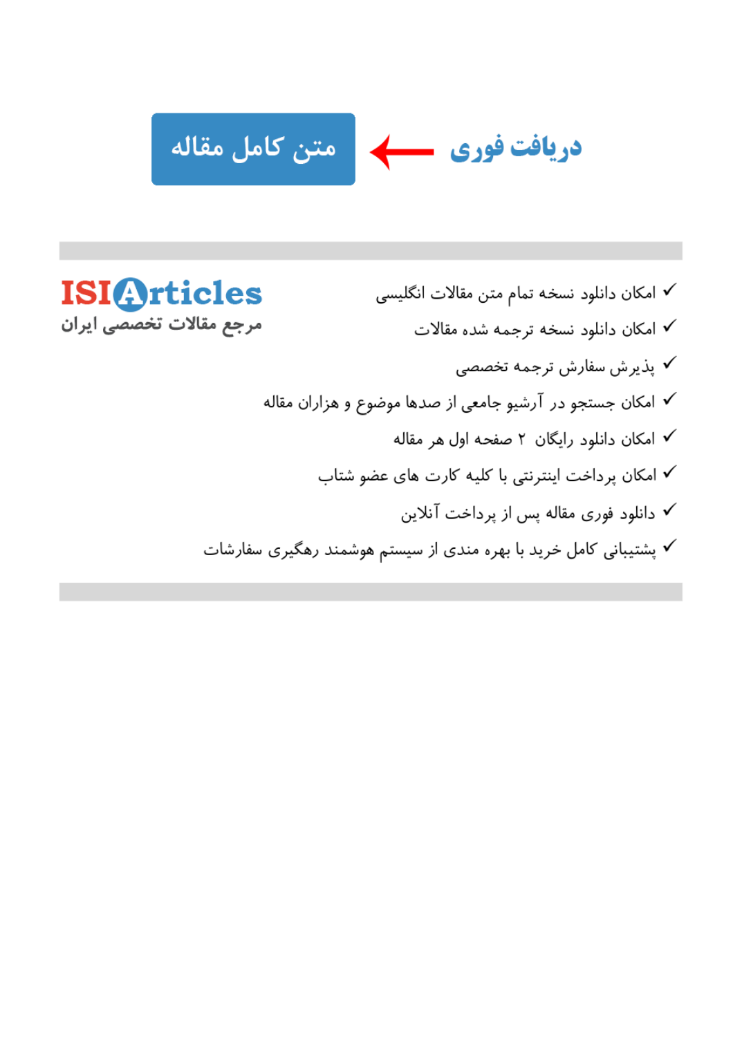دریافت فوری ← **متن کامل مقاله**

**ISIArticles**
مرجع مقالات تخصصی ایران

- ✓ امکان دانلود نسخه تمام متن مقالات انگلیسی
- ✓ امکان دانلود نسخه ترجمه شده مقالات
- ✓ پذیرش سفارش ترجمه تخصصی
- ✓ امکان جستجو در آرشیو جامعی از صدها موضوع و هزاران مقاله
- ✓ امکان دانلود رایگان ۲ صفحه اول هر مقاله
- ✓ امکان پرداخت اینترنتی با کلیه کارت های عضو شتاب
- ✓ دانلود فوری مقاله پس از پرداخت آنلاین
- ✓ پشتیبانی کامل خرید با بهره مندی از سیستم هوشمند رهگیری سفارشات